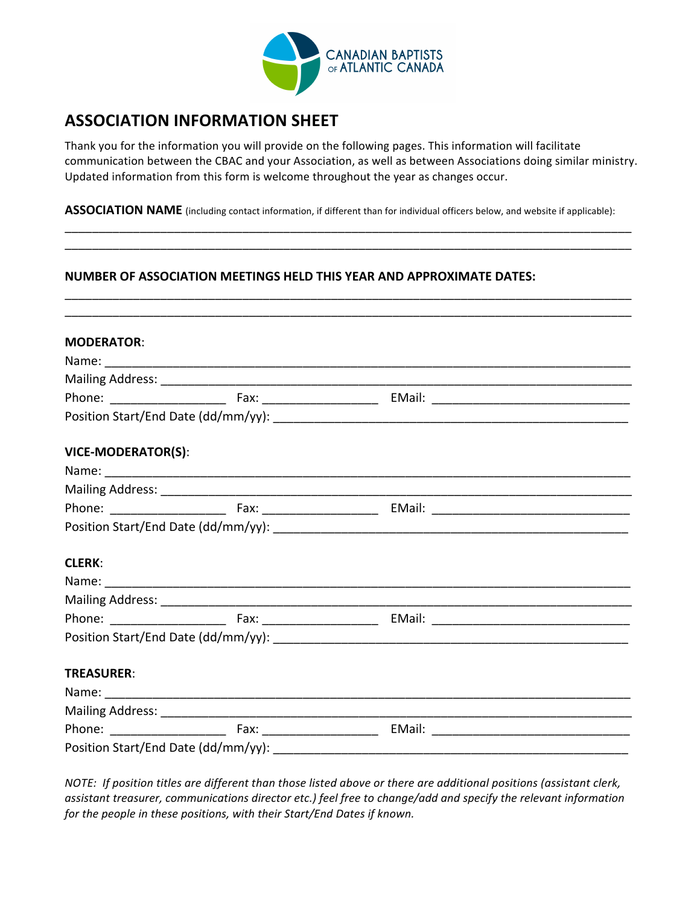CANADIAN BAPTISTS OF ATLANTIC CANADA

# ASSOCIATION INFORMATION SHEET

Thank you for the information you will provide on the following pages. This information will facilitate communication between the CBAC and your Association, as well as between Associations doing similar ministry. Updated information from this form is welcome throughout the year as changes occur.

**ASSOCIATION NAME** (including contact information, if different than for individual officers below, and website if applicable):

______________________________________________________________________________________

______________________________________________________________________________________

**NUMBER OF ASSOCIATION MEETINGS HELD THIS YEAR AND APPROXIMATE DATES:**

______________________________________________________________________________________

______________________________________________________________________________________

**MODERATOR**:

Name: ______________________________________________________________________________

Mailing Address: ______________________________________________________________________

Phone: ________________ Fax: ________________ EMail: ____________________________

Position Start/End Date (dd/mm/yy): _____________________________________________________

**VICE-MODERATOR(S)**:

Name: ______________________________________________________________________________

Mailing Address: ______________________________________________________________________

Phone: ________________ Fax: ________________ EMail: ____________________________

Position Start/End Date (dd/mm/yy): _____________________________________________________

**CLERK**:

Name: ______________________________________________________________________________

Mailing Address: ______________________________________________________________________

Phone: ________________ Fax: ________________ EMail: ____________________________

Position Start/End Date (dd/mm/yy): _____________________________________________________

**TREASURER**:

Name: ______________________________________________________________________________

Mailing Address: ______________________________________________________________________

Phone: ________________ Fax: ________________ EMail: ____________________________

Position Start/End Date (dd/mm/yy): _____________________________________________________

*NOTE: If position titles are different than those listed above or there are additional positions (assistant clerk, assistant treasurer, communications director etc.) feel free to change/add and specify the relevant information for the people in these positions, with their Start/End Dates if known.*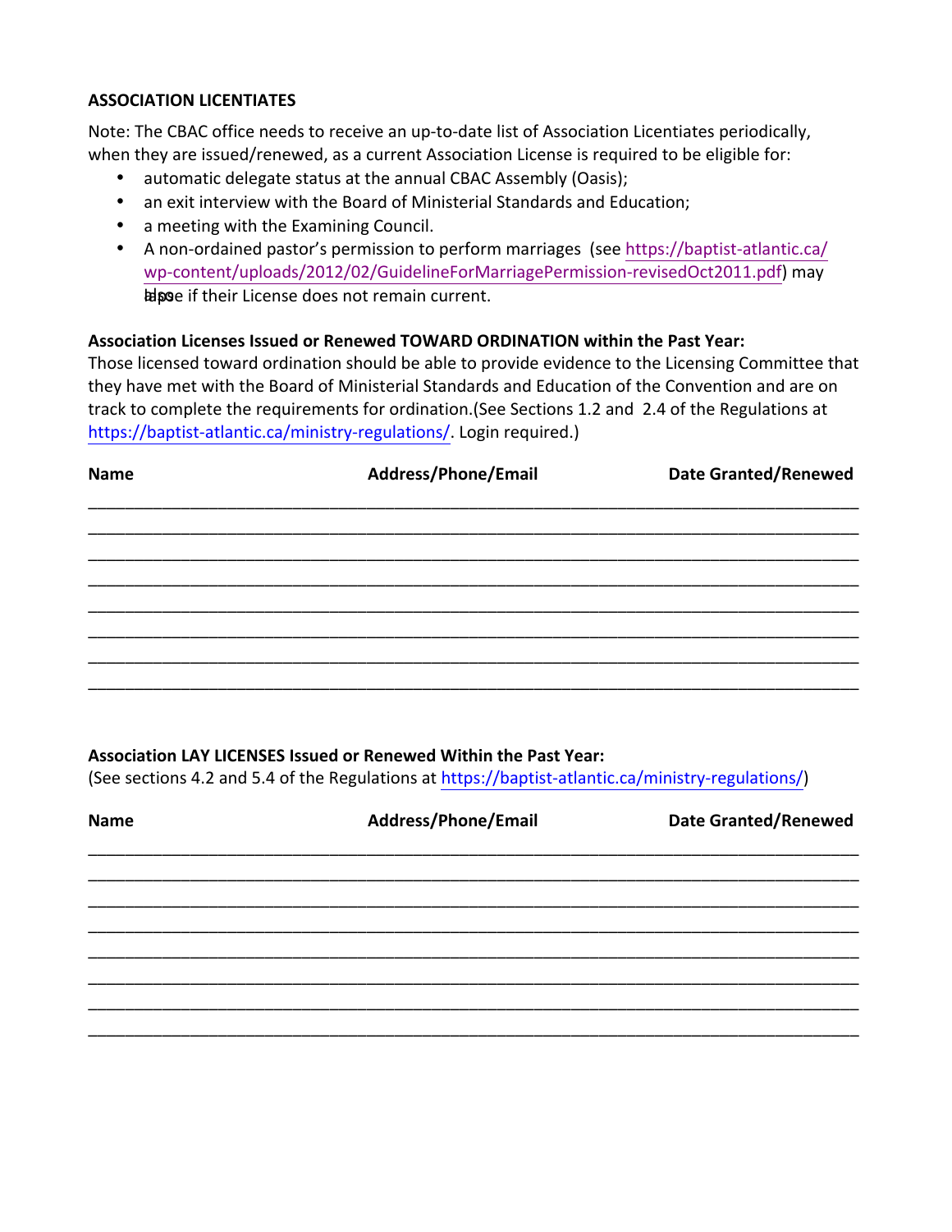**ASSOCIATION LICENTIATES**

Note: The CBAC office needs to receive an up-to-date list of Association Licentiates periodically, when they are issued/renewed, as a current Association License is required to be eligible for:

- automatic delegate status at the annual CBAC Assembly (Oasis);
- an exit interview with the Board of Ministerial Standards and Education;
- a meeting with the Examining Council.
- A non-ordained pastor's permission to perform marriages (see https://baptist-atlantic.ca/wp-content/uploads/2012/02/GuidelineForMarriagePermission-revisedOct2011.pdf) may lapse if their License does not remain current.

**Association Licenses Issued or Renewed TOWARD ORDINATION within the Past Year:**
Those licensed toward ordination should be able to provide evidence to the Licensing Committee that they have met with the Board of Ministerial Standards and Education of the Convention and are on track to complete the requirements for ordination.(See Sections 1.2 and 2.4 of the Regulations at https://baptist-atlantic.ca/ministry-regulations/. Login required.)

| Name | Address/Phone/Email | Date Granted/Renewed |
|---|---|---|
| | | |
| | | |
| | | |
| | | |
| | | |
| | | |
| | | |
| | | |

**Association LAY LICENSES Issued or Renewed Within the Past Year:**
(See sections 4.2 and 5.4 of the Regulations at https://baptist-atlantic.ca/ministry-regulations/)

| Name | Address/Phone/Email | Date Granted/Renewed |
|---|---|---|
| | | |
| | | |
| | | |
| | | |
| | | |
| | | |
| | | |
| | | |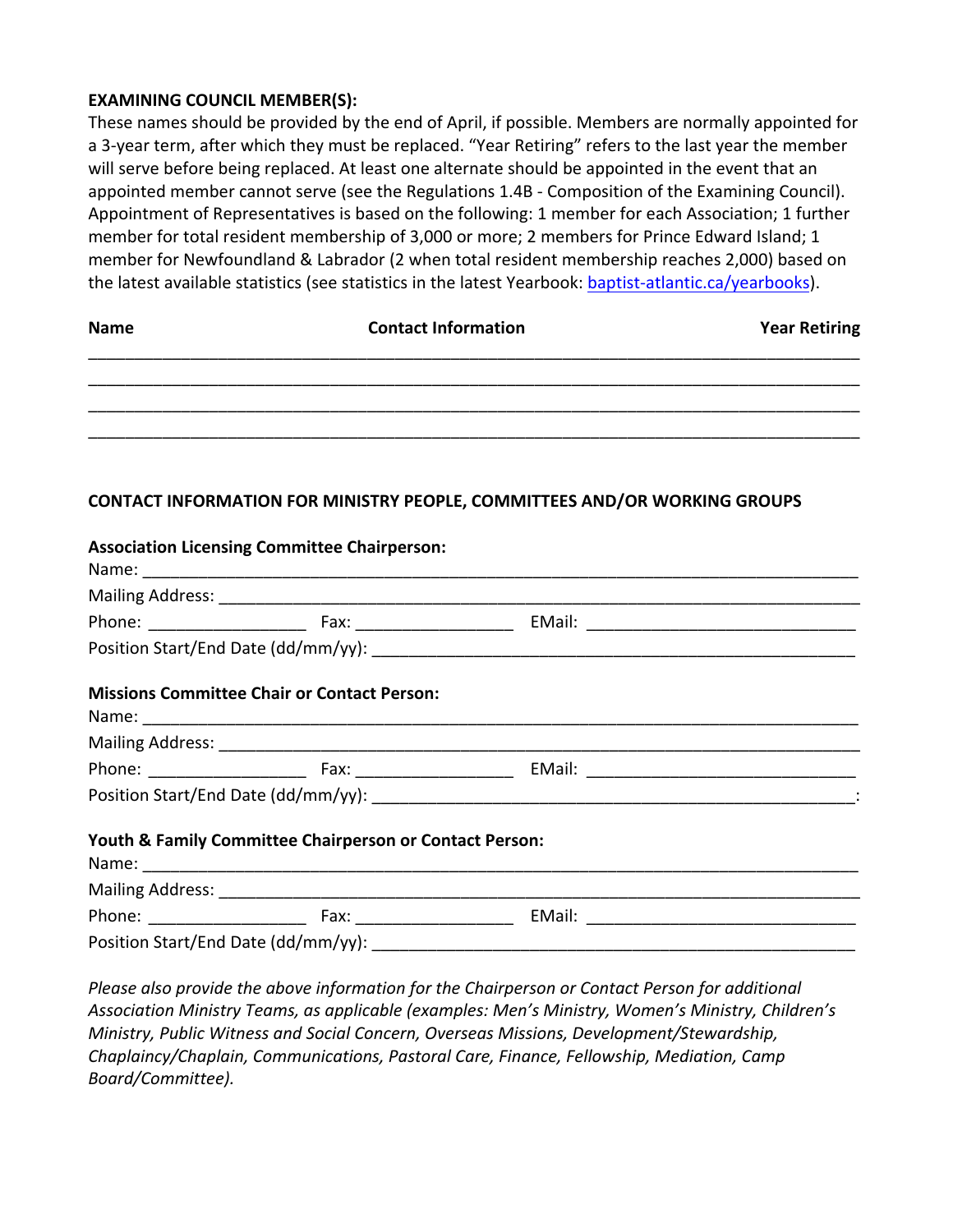**EXAMINING COUNCIL MEMBER(S):**

These names should be provided by the end of April, if possible. Members are normally appointed for a 3-year term, after which they must be replaced. "Year Retiring" refers to the last year the member will serve before being replaced. At least one alternate should be appointed in the event that an appointed member cannot serve (see the Regulations 1.4B - Composition of the Examining Council). Appointment of Representatives is based on the following: 1 member for each Association; 1 further member for total resident membership of 3,000 or more; 2 members for Prince Edward Island; 1 member for Newfoundland & Labrador (2 when total resident membership reaches 2,000) based on the latest available statistics (see statistics in the latest Yearbook: [baptist-atlantic.ca/yearbooks](baptist-atlantic.ca/yearbooks)).

| Name | Contact Information | Year Retiring |
|---|---|---|
| | | |
| | | |
| | | |
| | | |

**CONTACT INFORMATION FOR MINISTRY PEOPLE, COMMITTEES AND/OR WORKING GROUPS**

**Association Licensing Committee Chairperson:**

Name: ______________________________

Mailing Address: ______________________________

Phone: ________________ Fax: ________________ EMail: ____________________________

Position Start/End Date (dd/mm/yy): ______________________________

**Missions Committee Chair or Contact Person:**

Name: ______________________________

Mailing Address: ______________________________

Phone: ________________ Fax: ________________ EMail: ____________________________

Position Start/End Date (dd/mm/yy): ______________________________:

**Youth & Family Committee Chairperson or Contact Person:**

Name: ______________________________

Mailing Address: ______________________________

Phone: ________________ Fax: ________________ EMail: ____________________________

Position Start/End Date (dd/mm/yy): ______________________________

*Please also provide the above information for the Chairperson or Contact Person for additional Association Ministry Teams, as applicable (examples: Men's Ministry, Women's Ministry, Children's Ministry, Public Witness and Social Concern, Overseas Missions, Development/Stewardship, Chaplaincy/Chaplain, Communications, Pastoral Care, Finance, Fellowship, Mediation, Camp Board/Committee).*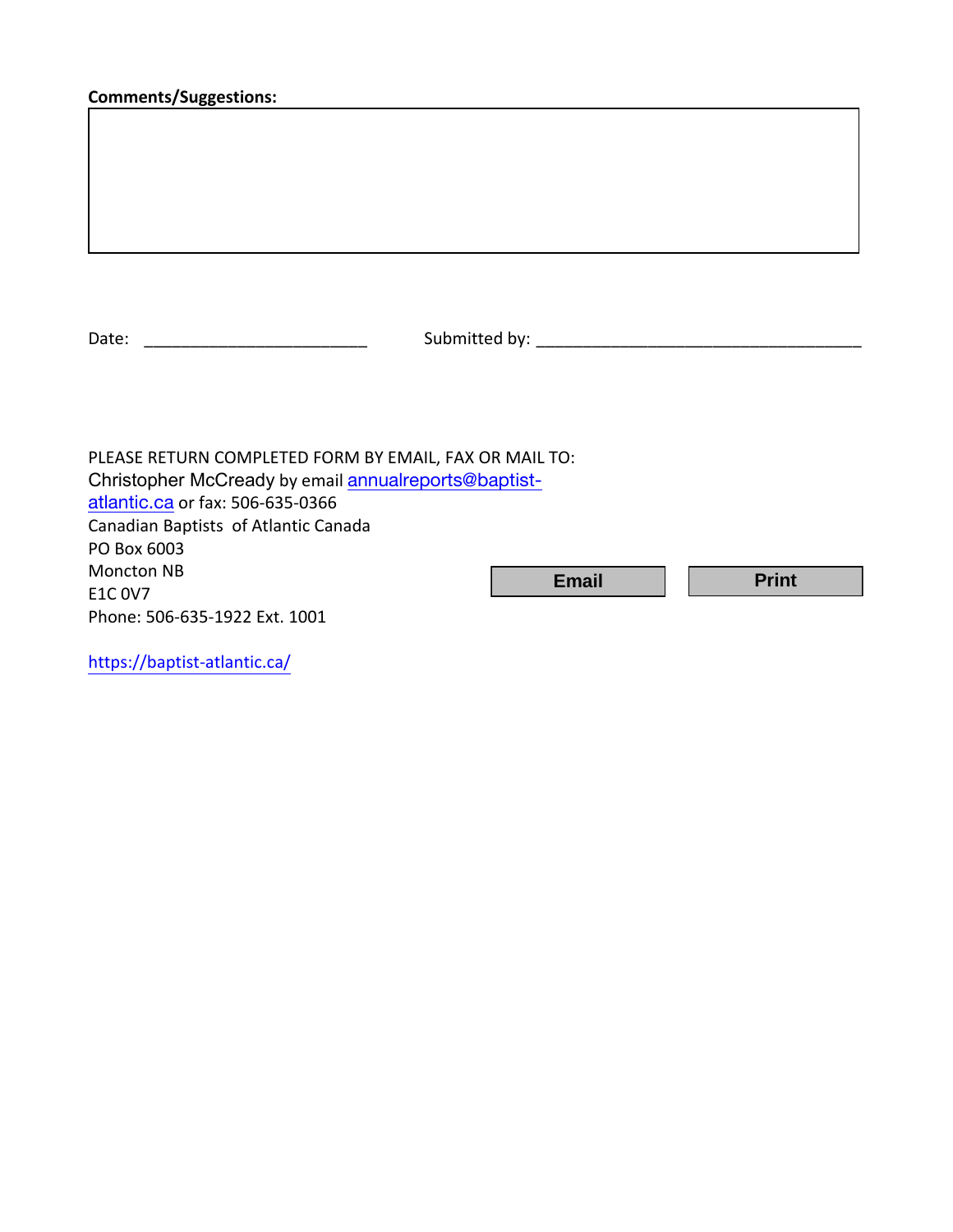**Comments/Suggestions:**

Date: ________________________ Submitted by: ____________________________________

PLEASE RETURN COMPLETED FORM BY EMAIL, FAX OR MAIL TO:
Christopher McCready by email annualreports@baptist-atlantic.ca or fax: 506-635-0366
Canadian Baptists of Atlantic Canada
PO Box 6003
Moncton NB
E1C 0V7
Phone: 506-635-1922 Ext. 1001

Email Print

https://baptist-atlantic.ca/